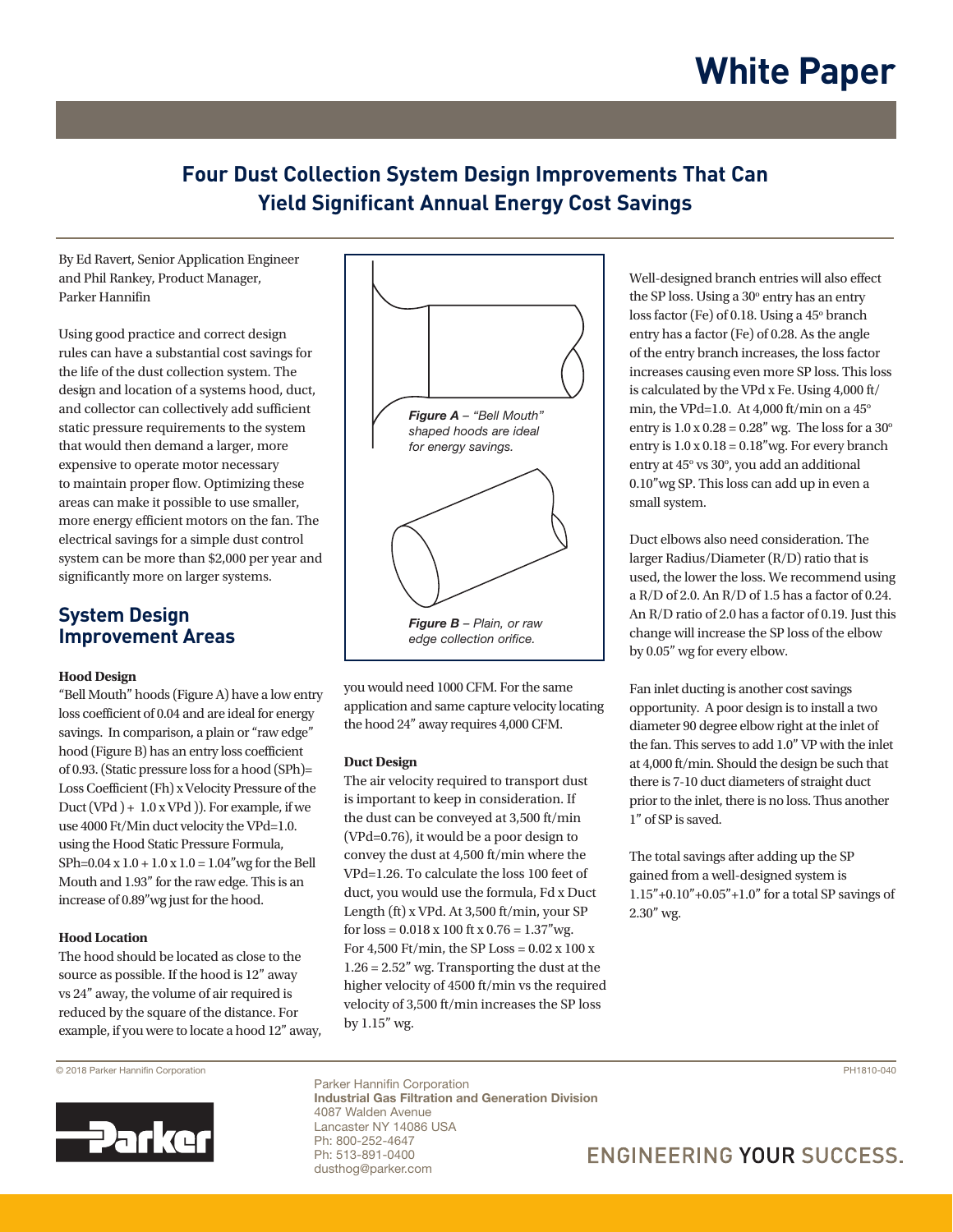# White Paper

## Four Dust Collection System Design Improvements That Can Yield Significant Annual Energy Cost Savings

By Ed Ravert, Senior Application Engineer and Phil Rankey, Product Manager, Parker Hannifin

Using good practice and correct design rules can have a substantial cost savings for the life of the dust collection system. The design and location of a systems hood, duct, and collector can collectively add sufficient static pressure requirements to the system that would then demand a larger, more expensive to operate motor necessary to maintain proper flow. Optimizing these areas can make it possible to use smaller, more energy efficient motors on the fan. The electrical savings for a simple dust control system can be more than $2,000 per year and significantly more on larger systems.

## System Design Improvement Areas

### Hood Design

"Bell Mouth" hoods (Figure A) have a low entry loss coefficient of 0.04 and are ideal for energy savings. In comparison, a plain or "raw edge" hood (Figure B) has an entry loss coefficient of 0.93. (Static pressure loss for a hood (SPh)= Loss Coefficient (Fh) x Velocity Pressure of the Duct (VPd ) + 1.0 x VPd )). For example, if we use 4000 Ft/Min duct velocity the VPd=1.0. using the Hood Static Pressure Formula, SPh=0.04 x 1.0 + 1.0 x 1.0 = 1.04"wg for the Bell Mouth and 1.93" for the raw edge. This is an increase of 0.89"wg just for the hood.

*Figure A – "Bell Mouth" shaped hoods are ideal for energy savings.*

*Figure B – Plain, or raw edge collection orifice.*

### Hood Location

The hood should be located as close to the source as possible. If the hood is 12" away vs 24" away, the volume of air required is reduced by the square of the distance. For example, if you were to locate a hood 12" away, you would need 1000 CFM. For the same application and same capture velocity locating the hood 24" away requires 4,000 CFM.

### Duct Design

The air velocity required to transport dust is important to keep in consideration. If the dust can be conveyed at 3,500 ft/min (VPd=0.76), it would be a poor design to convey the dust at 4,500 ft/min where the VPd=1.26. To calculate the loss 100 feet of duct, you would use the formula, Fd x Duct Length (ft) x VPd. At 3,500 ft/min, your SP for loss = 0.018 x 100 ft x 0.76 = 1.37"wg. For 4,500 Ft/min, the SP Loss = 0.02 x 100 x 1.26 = 2.52" wg. Transporting the dust at the higher velocity of 4500 ft/min vs the required velocity of 3,500 ft/min increases the SP loss by 1.15" wg.

Well-designed branch entries will also effect the SP loss. Using a 30° entry has an entry loss factor (Fe) of 0.18. Using a 45° branch entry has a factor (Fe) of 0.28. As the angle of the entry branch increases, the loss factor increases causing even more SP loss. This loss is calculated by the VPd x Fe. Using 4,000 ft/min, the VPd=1.0. At 4,000 ft/min on a 45° entry is 1.0 x 0.28 = 0.28" wg. The loss for a 30° entry is 1.0 x 0.18 = 0.18"wg. For every branch entry at 45° vs 30°, you add an additional 0.10"wg SP. This loss can add up in even a small system.

Duct elbows also need consideration. The larger Radius/Diameter (R/D) ratio that is used, the lower the loss. We recommend using a R/D of 2.0. An R/D of 1.5 has a factor of 0.24. An R/D ratio of 2.0 has a factor of 0.19. Just this change will increase the SP loss of the elbow by 0.05" wg for every elbow.

Fan inlet ducting is another cost savings opportunity. A poor design is to install a two diameter 90 degree elbow right at the inlet of the fan. This serves to add 1.0" VP with the inlet at 4,000 ft/min. Should the design be such that there is 7-10 duct diameters of straight duct prior to the inlet, there is no loss. Thus another 1" of SP is saved.

The total savings after adding up the SP gained from a well-designed system is 1.15"+0.10"+0.05"+1.0" for a total SP savings of 2.30" wg.

© 2018 Parker Hannifin Corporation

PH1810-040

Parker Hannifin Corporation
**Industrial Gas Filtration and Generation Division**
4087 Walden Avenue
Lancaster NY 14086 USA
Ph: 800-252-4647
Ph: 513-891-0400
dusthog@parker.com

ENGINEERING YOUR SUCCESS.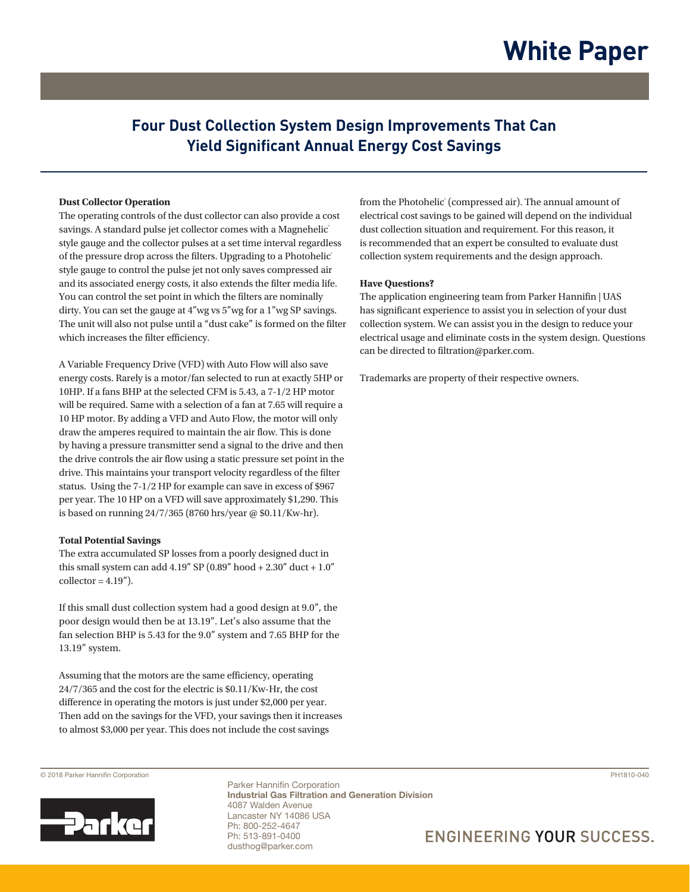# White Paper

## Four Dust Collection System Design Improvements That Can Yield Significant Annual Energy Cost Savings

**Dust Collector Operation**

The operating controls of the dust collector can also provide a cost savings. A standard pulse jet collector comes with a Magnehelic® style gauge and the collector pulses at a set time interval regardless of the pressure drop across the filters. Upgrading to a Photohelic® style gauge to control the pulse jet not only saves compressed air and its associated energy costs, it also extends the filter media life. You can control the set point in which the filters are nominally dirty. You can set the gauge at 4"wg vs 5"wg for a 1"wg SP savings. The unit will also not pulse until a "dust cake" is formed on the filter which increases the filter efficiency.

A Variable Frequency Drive (VFD) with Auto Flow will also save energy costs. Rarely is a motor/fan selected to run at exactly 5HP or 10HP. If a fans BHP at the selected CFM is 5.43, a 7-1/2 HP motor will be required. Same with a selection of a fan at 7.65 will require a 10 HP motor. By adding a VFD and Auto Flow, the motor will only draw the amperes required to maintain the air flow. This is done by having a pressure transmitter send a signal to the drive and then the drive controls the air flow using a static pressure set point in the drive. This maintains your transport velocity regardless of the filter status. Using the 7-1/2 HP for example can save in excess of $967 per year. The 10 HP on a VFD will save approximately $1,290. This is based on running 24/7/365 (8760 hrs/year @ $0.11/Kw-hr).

**Total Potential Savings**

The extra accumulated SP losses from a poorly designed duct in this small system can add 4.19" SP (0.89" hood + 2.30" duct + 1.0" collector = 4.19").

If this small dust collection system had a good design at 9.0", the poor design would then be at 13.19". Let's also assume that the fan selection BHP is 5.43 for the 9.0" system and 7.65 BHP for the 13.19" system.

Assuming that the motors are the same efficiency, operating 24/7/365 and the cost for the electric is $0.11/Kw-Hr, the cost difference in operating the motors is just under $2,000 per year. Then add on the savings for the VFD, your savings then it increases to almost $3,000 per year. This does not include the cost savings from the Photohelic® (compressed air). The annual amount of electrical cost savings to be gained will depend on the individual dust collection situation and requirement. For this reason, it is recommended that an expert be consulted to evaluate dust collection system requirements and the design approach.

**Have Questions?**

The application engineering team from Parker Hannifin | UAS has significant experience to assist you in selection of your dust collection system. We can assist you in the design to reduce your electrical usage and eliminate costs in the system design. Questions can be directed to filtration@parker.com.

Trademarks are property of their respective owners.

© 2018 Parker Hannifin Corporation

PH1810-040

Parker Hannifin Corporation
**Industrial Gas Filtration and Generation Division**
4087 Walden Avenue
Lancaster NY 14086 USA
Ph: 800-252-4647
Ph: 513-891-0400
dusthog@parker.com

ENGINEERING YOUR SUCCESS.